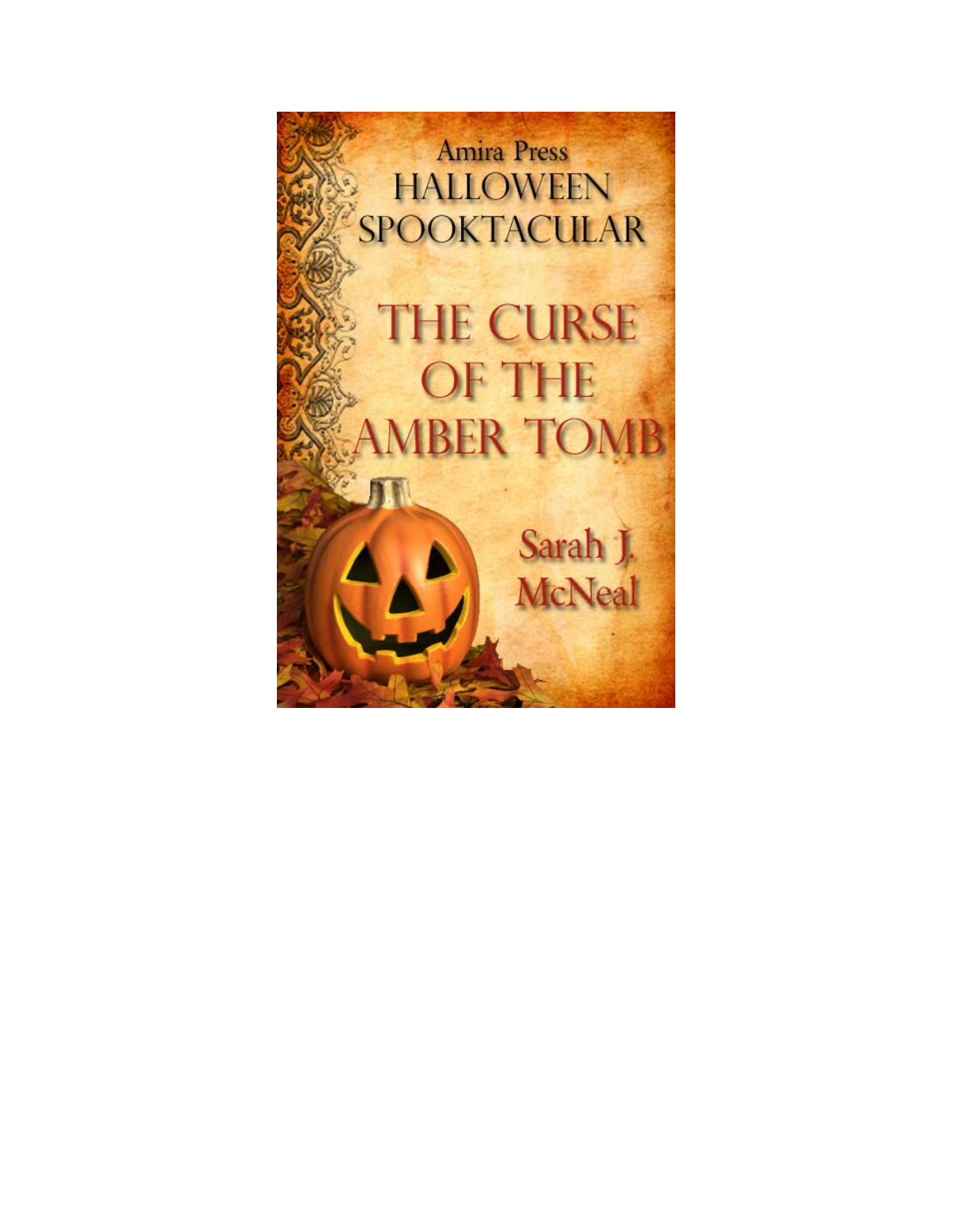Amira Press

HALLOWEEN SPOOKTACULAR

# THE CURSE OF THE AMBER TOMB

Sarah J. McNeal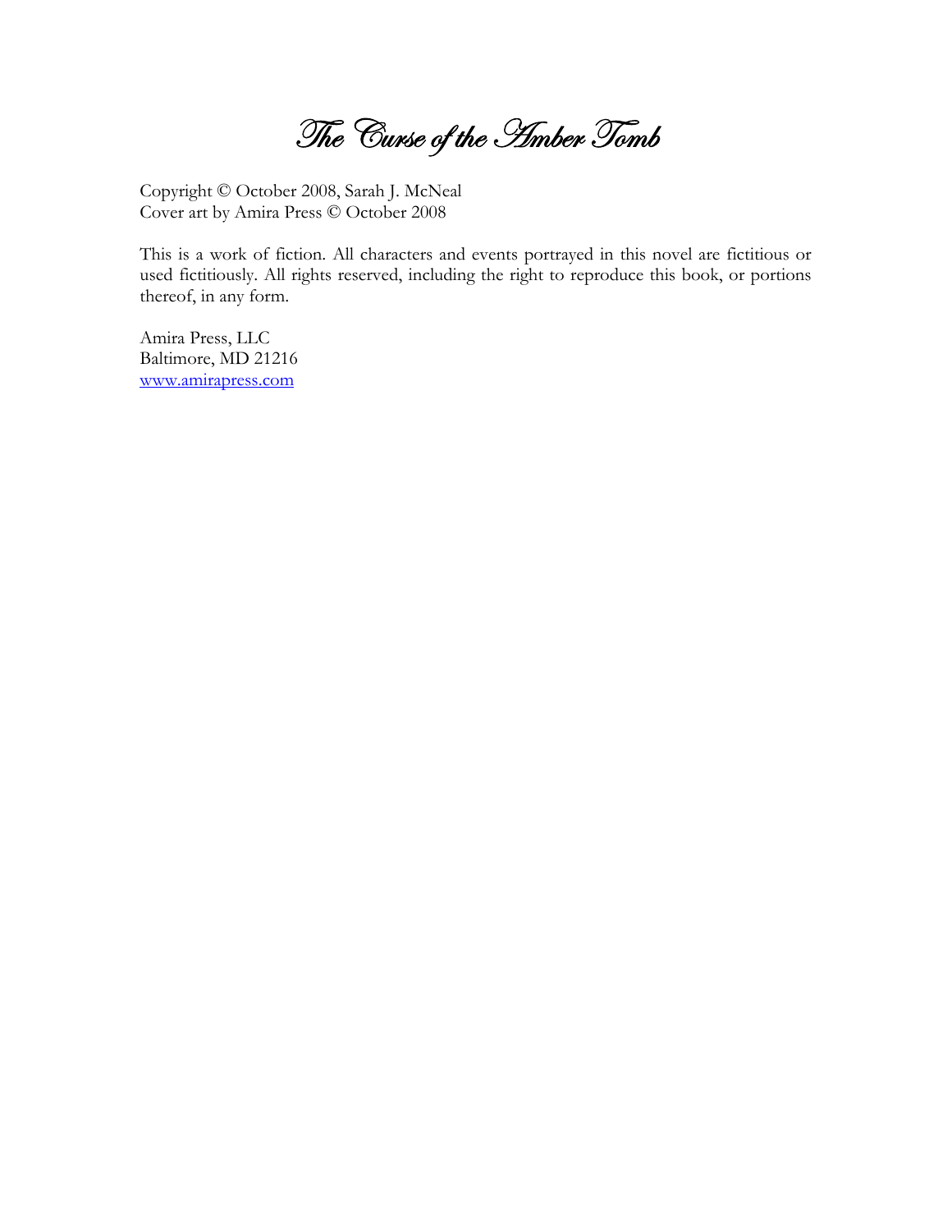# *The Curse of the Amber Tomb*

Copyright © October 2008, Sarah J. McNeal
Cover art by Amira Press © October 2008

This is a work of fiction. All characters and events portrayed in this novel are fictitious or used fictitiously. All rights reserved, including the right to reproduce this book, or portions thereof, in any form.

Amira Press, LLC
Baltimore, MD 21216
www.amirapress.com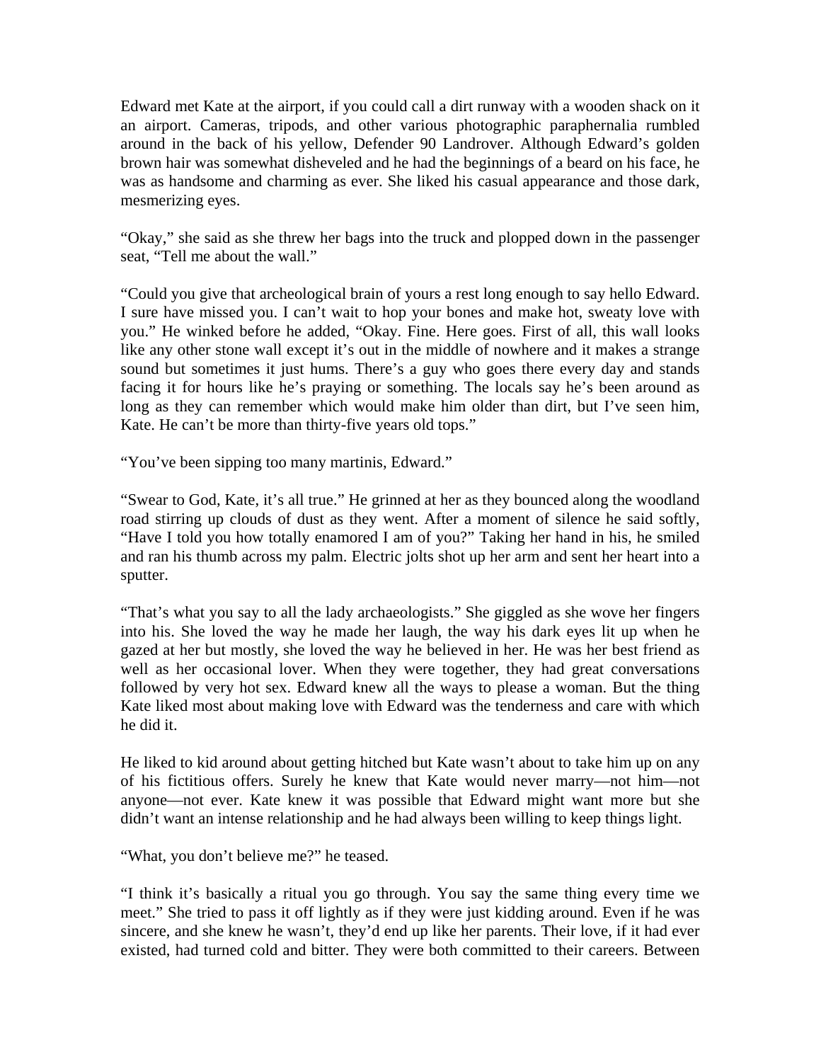Edward met Kate at the airport, if you could call a dirt runway with a wooden shack on it an airport. Cameras, tripods, and other various photographic paraphernalia rumbled around in the back of his yellow, Defender 90 Landrover. Although Edward's golden brown hair was somewhat disheveled and he had the beginnings of a beard on his face, he was as handsome and charming as ever. She liked his casual appearance and those dark, mesmerizing eyes.

"Okay," she said as she threw her bags into the truck and plopped down in the passenger seat, "Tell me about the wall."

"Could you give that archeological brain of yours a rest long enough to say hello Edward. I sure have missed you. I can't wait to hop your bones and make hot, sweaty love with you." He winked before he added, "Okay. Fine. Here goes. First of all, this wall looks like any other stone wall except it's out in the middle of nowhere and it makes a strange sound but sometimes it just hums. There's a guy who goes there every day and stands facing it for hours like he's praying or something. The locals say he's been around as long as they can remember which would make him older than dirt, but I've seen him, Kate. He can't be more than thirty-five years old tops."

"You've been sipping too many martinis, Edward."

"Swear to God, Kate, it's all true." He grinned at her as they bounced along the woodland road stirring up clouds of dust as they went. After a moment of silence he said softly, "Have I told you how totally enamored I am of you?" Taking her hand in his, he smiled and ran his thumb across my palm. Electric jolts shot up her arm and sent her heart into a sputter.

"That's what you say to all the lady archaeologists." She giggled as she wove her fingers into his. She loved the way he made her laugh, the way his dark eyes lit up when he gazed at her but mostly, she loved the way he believed in her. He was her best friend as well as her occasional lover. When they were together, they had great conversations followed by very hot sex. Edward knew all the ways to please a woman. But the thing Kate liked most about making love with Edward was the tenderness and care with which he did it.

He liked to kid around about getting hitched but Kate wasn't about to take him up on any of his fictitious offers. Surely he knew that Kate would never marry—not him—not anyone—not ever. Kate knew it was possible that Edward might want more but she didn't want an intense relationship and he had always been willing to keep things light.

"What, you don't believe me?" he teased.

"I think it's basically a ritual you go through. You say the same thing every time we meet." She tried to pass it off lightly as if they were just kidding around. Even if he was sincere, and she knew he wasn't, they'd end up like her parents. Their love, if it had ever existed, had turned cold and bitter. They were both committed to their careers. Between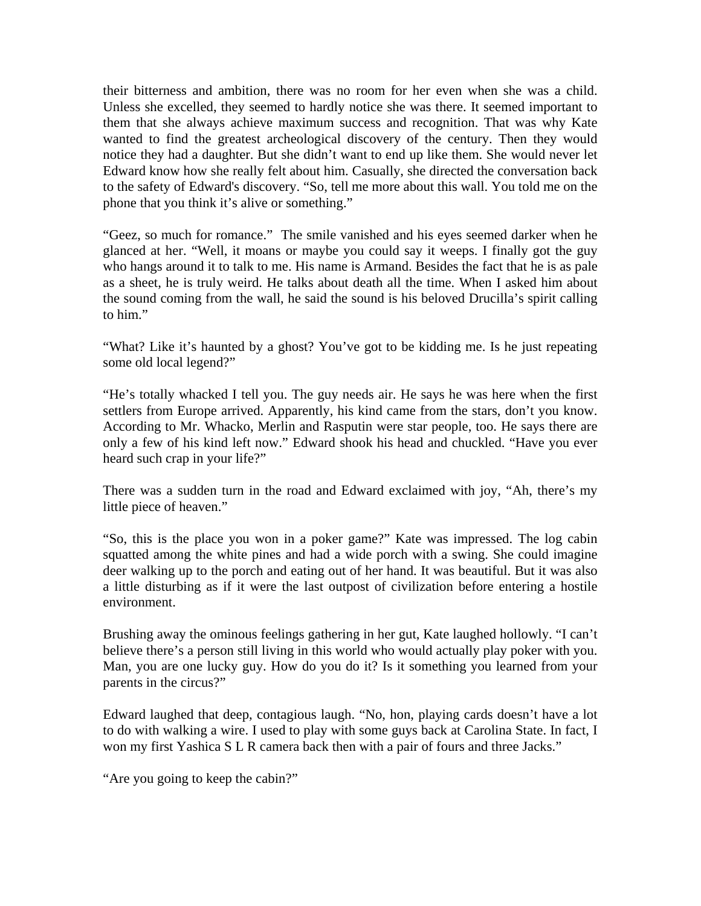their bitterness and ambition, there was no room for her even when she was a child. Unless she excelled, they seemed to hardly notice she was there. It seemed important to them that she always achieve maximum success and recognition. That was why Kate wanted to find the greatest archeological discovery of the century. Then they would notice they had a daughter. But she didn't want to end up like them. She would never let Edward know how she really felt about him. Casually, she directed the conversation back to the safety of Edward's discovery. "So, tell me more about this wall. You told me on the phone that you think it's alive or something."

"Geez, so much for romance." The smile vanished and his eyes seemed darker when he glanced at her. "Well, it moans or maybe you could say it weeps. I finally got the guy who hangs around it to talk to me. His name is Armand. Besides the fact that he is as pale as a sheet, he is truly weird. He talks about death all the time. When I asked him about the sound coming from the wall, he said the sound is his beloved Drucilla's spirit calling to him."

"What? Like it's haunted by a ghost? You've got to be kidding me. Is he just repeating some old local legend?"

"He's totally whacked I tell you. The guy needs air. He says he was here when the first settlers from Europe arrived. Apparently, his kind came from the stars, don't you know. According to Mr. Whacko, Merlin and Rasputin were star people, too. He says there are only a few of his kind left now." Edward shook his head and chuckled. "Have you ever heard such crap in your life?"

There was a sudden turn in the road and Edward exclaimed with joy, "Ah, there's my little piece of heaven."

"So, this is the place you won in a poker game?" Kate was impressed. The log cabin squatted among the white pines and had a wide porch with a swing. She could imagine deer walking up to the porch and eating out of her hand. It was beautiful. But it was also a little disturbing as if it were the last outpost of civilization before entering a hostile environment.

Brushing away the ominous feelings gathering in her gut, Kate laughed hollowly. "I can't believe there's a person still living in this world who would actually play poker with you. Man, you are one lucky guy. How do you do it? Is it something you learned from your parents in the circus?"

Edward laughed that deep, contagious laugh. "No, hon, playing cards doesn't have a lot to do with walking a wire. I used to play with some guys back at Carolina State. In fact, I won my first Yashica S L R camera back then with a pair of fours and three Jacks."

"Are you going to keep the cabin?"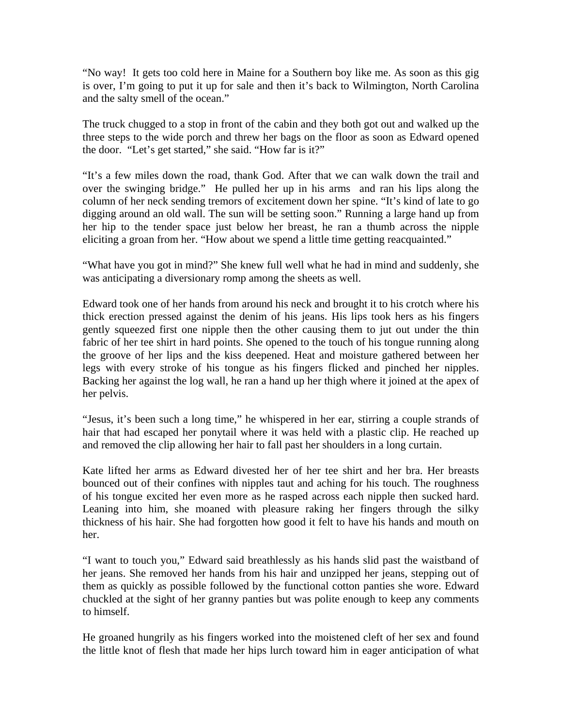"No way! It gets too cold here in Maine for a Southern boy like me. As soon as this gig is over, I'm going to put it up for sale and then it's back to Wilmington, North Carolina and the salty smell of the ocean."

The truck chugged to a stop in front of the cabin and they both got out and walked up the three steps to the wide porch and threw her bags on the floor as soon as Edward opened the door. "Let's get started," she said. "How far is it?"

"It's a few miles down the road, thank God. After that we can walk down the trail and over the swinging bridge." He pulled her up in his arms and ran his lips along the column of her neck sending tremors of excitement down her spine. "It's kind of late to go digging around an old wall. The sun will be setting soon." Running a large hand up from her hip to the tender space just below her breast, he ran a thumb across the nipple eliciting a groan from her. "How about we spend a little time getting reacquainted."

"What have you got in mind?" She knew full well what he had in mind and suddenly, she was anticipating a diversionary romp among the sheets as well.

Edward took one of her hands from around his neck and brought it to his crotch where his thick erection pressed against the denim of his jeans. His lips took hers as his fingers gently squeezed first one nipple then the other causing them to jut out under the thin fabric of her tee shirt in hard points. She opened to the touch of his tongue running along the groove of her lips and the kiss deepened. Heat and moisture gathered between her legs with every stroke of his tongue as his fingers flicked and pinched her nipples. Backing her against the log wall, he ran a hand up her thigh where it joined at the apex of her pelvis.

"Jesus, it's been such a long time," he whispered in her ear, stirring a couple strands of hair that had escaped her ponytail where it was held with a plastic clip. He reached up and removed the clip allowing her hair to fall past her shoulders in a long curtain.

Kate lifted her arms as Edward divested her of her tee shirt and her bra. Her breasts bounced out of their confines with nipples taut and aching for his touch. The roughness of his tongue excited her even more as he rasped across each nipple then sucked hard. Leaning into him, she moaned with pleasure raking her fingers through the silky thickness of his hair. She had forgotten how good it felt to have his hands and mouth on her.

"I want to touch you," Edward said breathlessly as his hands slid past the waistband of her jeans. She removed her hands from his hair and unzipped her jeans, stepping out of them as quickly as possible followed by the functional cotton panties she wore. Edward chuckled at the sight of her granny panties but was polite enough to keep any comments to himself.

He groaned hungrily as his fingers worked into the moistened cleft of her sex and found the little knot of flesh that made her hips lurch toward him in eager anticipation of what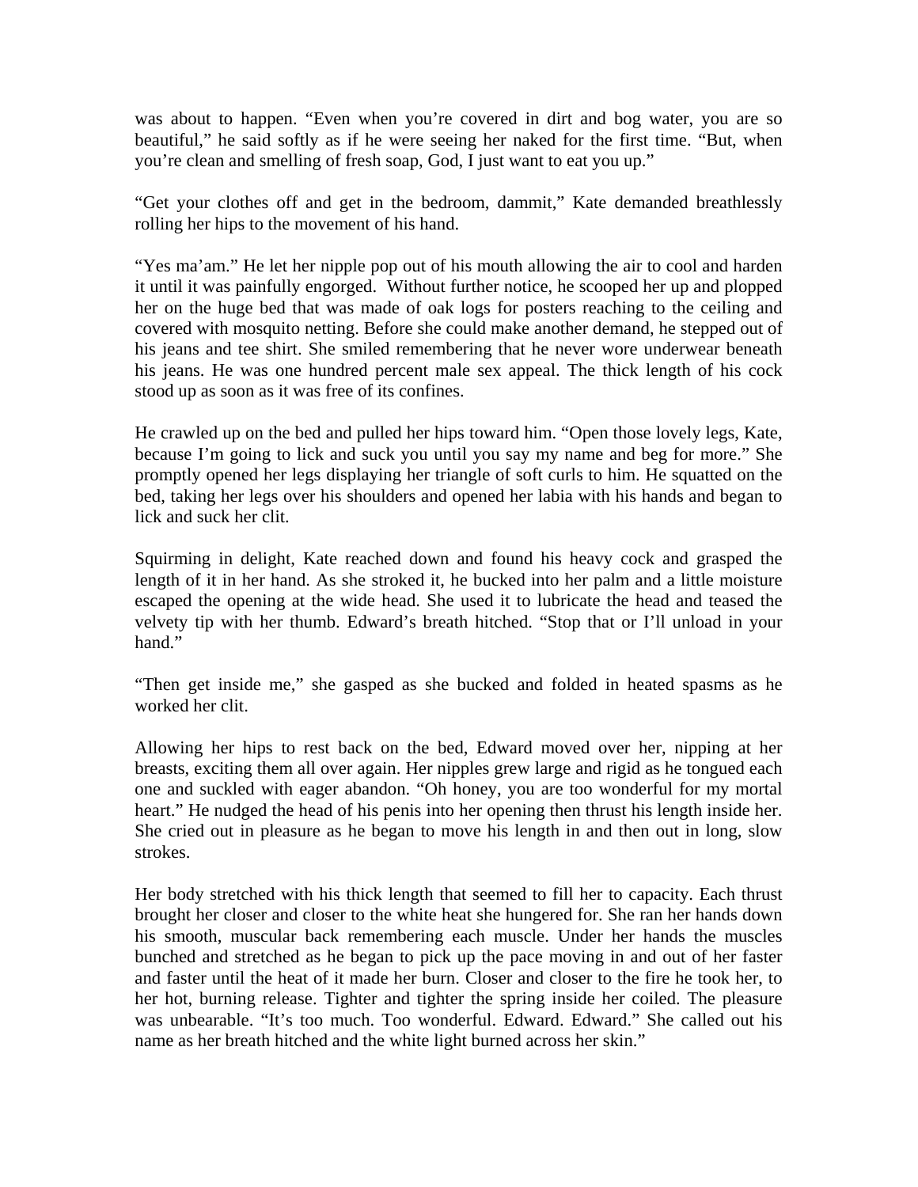was about to happen. "Even when you're covered in dirt and bog water, you are so beautiful," he said softly as if he were seeing her naked for the first time. "But, when you're clean and smelling of fresh soap, God, I just want to eat you up."

"Get your clothes off and get in the bedroom, dammit," Kate demanded breathlessly rolling her hips to the movement of his hand.

"Yes ma'am." He let her nipple pop out of his mouth allowing the air to cool and harden it until it was painfully engorged.  Without further notice, he scooped her up and plopped her on the huge bed that was made of oak logs for posters reaching to the ceiling and covered with mosquito netting. Before she could make another demand, he stepped out of his jeans and tee shirt. She smiled remembering that he never wore underwear beneath his jeans. He was one hundred percent male sex appeal. The thick length of his cock stood up as soon as it was free of its confines.

He crawled up on the bed and pulled her hips toward him. "Open those lovely legs, Kate, because I'm going to lick and suck you until you say my name and beg for more." She promptly opened her legs displaying her triangle of soft curls to him. He squatted on the bed, taking her legs over his shoulders and opened her labia with his hands and began to lick and suck her clit.

Squirming in delight, Kate reached down and found his heavy cock and grasped the length of it in her hand. As she stroked it, he bucked into her palm and a little moisture escaped the opening at the wide head. She used it to lubricate the head and teased the velvety tip with her thumb. Edward's breath hitched. "Stop that or I'll unload in your hand."

"Then get inside me," she gasped as she bucked and folded in heated spasms as he worked her clit.

Allowing her hips to rest back on the bed, Edward moved over her, nipping at her breasts, exciting them all over again. Her nipples grew large and rigid as he tongued each one and suckled with eager abandon. "Oh honey, you are too wonderful for my mortal heart." He nudged the head of his penis into her opening then thrust his length inside her. She cried out in pleasure as he began to move his length in and then out in long, slow strokes.

Her body stretched with his thick length that seemed to fill her to capacity. Each thrust brought her closer and closer to the white heat she hungered for. She ran her hands down his smooth, muscular back remembering each muscle. Under her hands the muscles bunched and stretched as he began to pick up the pace moving in and out of her faster and faster until the heat of it made her burn. Closer and closer to the fire he took her, to her hot, burning release. Tighter and tighter the spring inside her coiled. The pleasure was unbearable. "It's too much. Too wonderful. Edward. Edward." She called out his name as her breath hitched and the white light burned across her skin."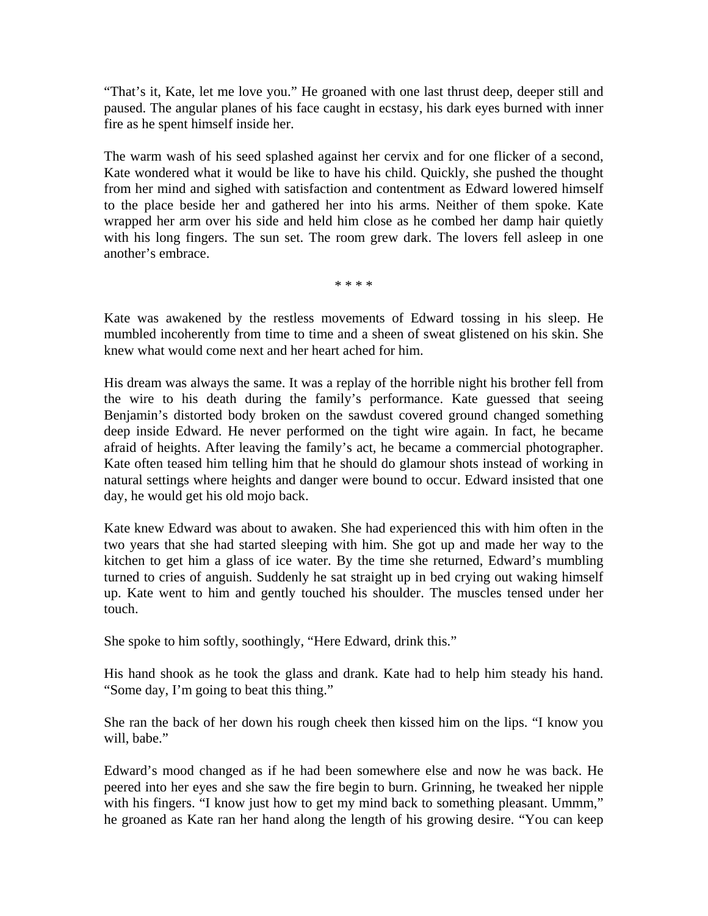"That's it, Kate, let me love you." He groaned with one last thrust deep, deeper still and paused. The angular planes of his face caught in ecstasy, his dark eyes burned with inner fire as he spent himself inside her.

The warm wash of his seed splashed against her cervix and for one flicker of a second, Kate wondered what it would be like to have his child. Quickly, she pushed the thought from her mind and sighed with satisfaction and contentment as Edward lowered himself to the place beside her and gathered her into his arms. Neither of them spoke. Kate wrapped her arm over his side and held him close as he combed her damp hair quietly with his long fingers. The sun set. The room grew dark. The lovers fell asleep in one another's embrace.

* * * *

Kate was awakened by the restless movements of Edward tossing in his sleep. He mumbled incoherently from time to time and a sheen of sweat glistened on his skin. She knew what would come next and her heart ached for him.

His dream was always the same. It was a replay of the horrible night his brother fell from the wire to his death during the family's performance. Kate guessed that seeing Benjamin's distorted body broken on the sawdust covered ground changed something deep inside Edward. He never performed on the tight wire again. In fact, he became afraid of heights. After leaving the family's act, he became a commercial photographer. Kate often teased him telling him that he should do glamour shots instead of working in natural settings where heights and danger were bound to occur. Edward insisted that one day, he would get his old mojo back.

Kate knew Edward was about to awaken. She had experienced this with him often in the two years that she had started sleeping with him. She got up and made her way to the kitchen to get him a glass of ice water. By the time she returned, Edward's mumbling turned to cries of anguish. Suddenly he sat straight up in bed crying out waking himself up. Kate went to him and gently touched his shoulder. The muscles tensed under her touch.

She spoke to him softly, soothingly, "Here Edward, drink this."

His hand shook as he took the glass and drank. Kate had to help him steady his hand. "Some day, I'm going to beat this thing."

She ran the back of her down his rough cheek then kissed him on the lips. "I know you will, babe."

Edward's mood changed as if he had been somewhere else and now he was back. He peered into her eyes and she saw the fire begin to burn. Grinning, he tweaked her nipple with his fingers. "I know just how to get my mind back to something pleasant. Ummm," he groaned as Kate ran her hand along the length of his growing desire. "You can keep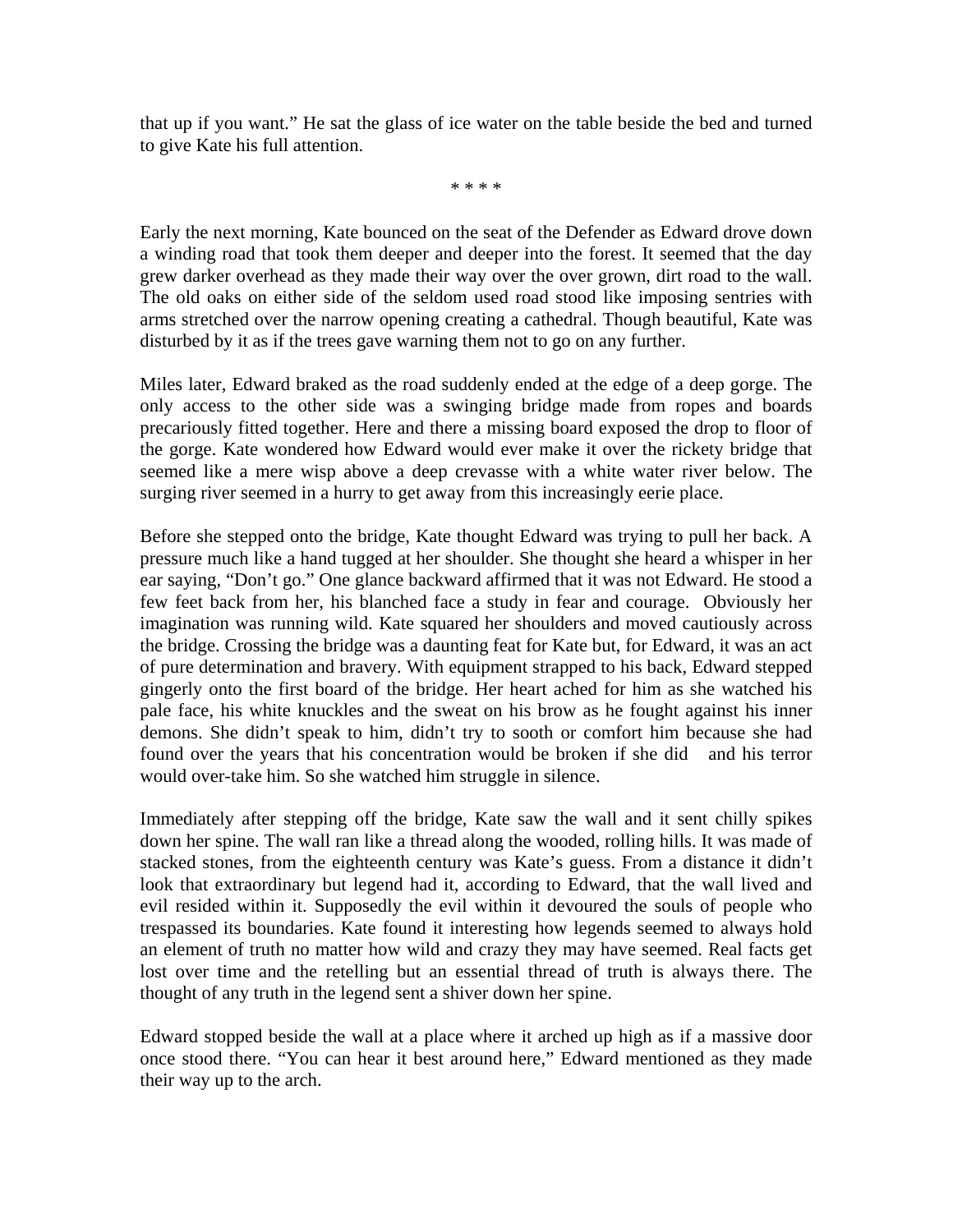that up if you want." He sat the glass of ice water on the table beside the bed and turned to give Kate his full attention.

* * * *

Early the next morning, Kate bounced on the seat of the Defender as Edward drove down a winding road that took them deeper and deeper into the forest. It seemed that the day grew darker overhead as they made their way over the over grown, dirt road to the wall. The old oaks on either side of the seldom used road stood like imposing sentries with arms stretched over the narrow opening creating a cathedral. Though beautiful, Kate was disturbed by it as if the trees gave warning them not to go on any further.

Miles later, Edward braked as the road suddenly ended at the edge of a deep gorge. The only access to the other side was a swinging bridge made from ropes and boards precariously fitted together. Here and there a missing board exposed the drop to floor of the gorge. Kate wondered how Edward would ever make it over the rickety bridge that seemed like a mere wisp above a deep crevasse with a white water river below. The surging river seemed in a hurry to get away from this increasingly eerie place.

Before she stepped onto the bridge, Kate thought Edward was trying to pull her back. A pressure much like a hand tugged at her shoulder. She thought she heard a whisper in her ear saying, "Don't go." One glance backward affirmed that it was not Edward. He stood a few feet back from her, his blanched face a study in fear and courage. Obviously her imagination was running wild. Kate squared her shoulders and moved cautiously across the bridge. Crossing the bridge was a daunting feat for Kate but, for Edward, it was an act of pure determination and bravery. With equipment strapped to his back, Edward stepped gingerly onto the first board of the bridge. Her heart ached for him as she watched his pale face, his white knuckles and the sweat on his brow as he fought against his inner demons. She didn't speak to him, didn't try to sooth or comfort him because she had found over the years that his concentration would be broken if she did and his terror would over-take him. So she watched him struggle in silence.

Immediately after stepping off the bridge, Kate saw the wall and it sent chilly spikes down her spine. The wall ran like a thread along the wooded, rolling hills. It was made of stacked stones, from the eighteenth century was Kate's guess. From a distance it didn't look that extraordinary but legend had it, according to Edward, that the wall lived and evil resided within it. Supposedly the evil within it devoured the souls of people who trespassed its boundaries. Kate found it interesting how legends seemed to always hold an element of truth no matter how wild and crazy they may have seemed. Real facts get lost over time and the retelling but an essential thread of truth is always there. The thought of any truth in the legend sent a shiver down her spine.

Edward stopped beside the wall at a place where it arched up high as if a massive door once stood there. "You can hear it best around here," Edward mentioned as they made their way up to the arch.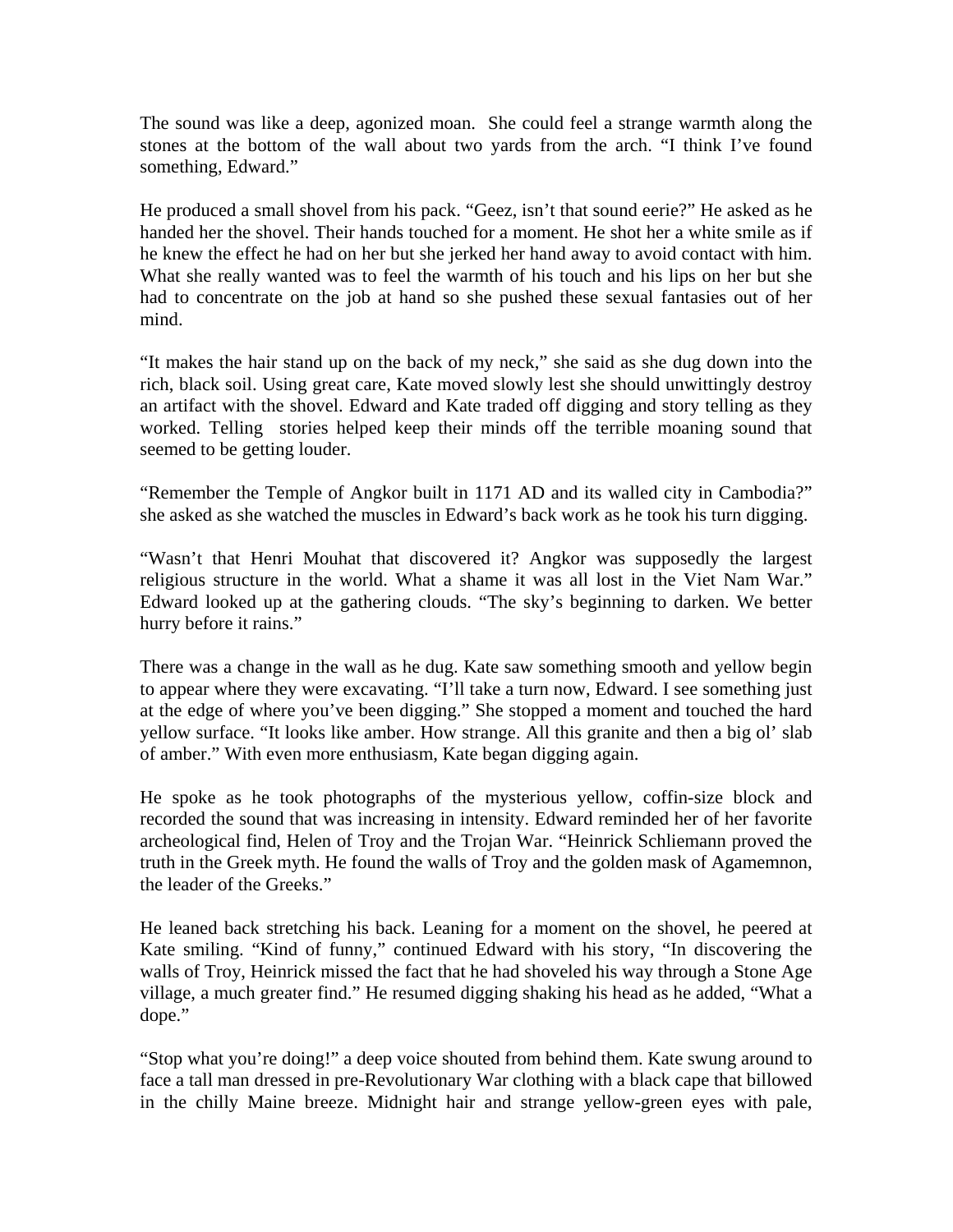The sound was like a deep, agonized moan. She could feel a strange warmth along the stones at the bottom of the wall about two yards from the arch. "I think I've found something, Edward."

He produced a small shovel from his pack. "Geez, isn't that sound eerie?" He asked as he handed her the shovel. Their hands touched for a moment. He shot her a white smile as if he knew the effect he had on her but she jerked her hand away to avoid contact with him. What she really wanted was to feel the warmth of his touch and his lips on her but she had to concentrate on the job at hand so she pushed these sexual fantasies out of her mind.

"It makes the hair stand up on the back of my neck," she said as she dug down into the rich, black soil. Using great care, Kate moved slowly lest she should unwittingly destroy an artifact with the shovel. Edward and Kate traded off digging and story telling as they worked. Telling stories helped keep their minds off the terrible moaning sound that seemed to be getting louder.

"Remember the Temple of Angkor built in 1171 AD and its walled city in Cambodia?" she asked as she watched the muscles in Edward's back work as he took his turn digging.

"Wasn't that Henri Mouhat that discovered it? Angkor was supposedly the largest religious structure in the world. What a shame it was all lost in the Viet Nam War." Edward looked up at the gathering clouds. "The sky's beginning to darken. We better hurry before it rains."

There was a change in the wall as he dug. Kate saw something smooth and yellow begin to appear where they were excavating. "I'll take a turn now, Edward. I see something just at the edge of where you've been digging." She stopped a moment and touched the hard yellow surface. "It looks like amber. How strange. All this granite and then a big ol' slab of amber." With even more enthusiasm, Kate began digging again.

He spoke as he took photographs of the mysterious yellow, coffin-size block and recorded the sound that was increasing in intensity. Edward reminded her of her favorite archeological find, Helen of Troy and the Trojan War. "Heinrick Schliemann proved the truth in the Greek myth. He found the walls of Troy and the golden mask of Agamemnon, the leader of the Greeks."

He leaned back stretching his back. Leaning for a moment on the shovel, he peered at Kate smiling. "Kind of funny," continued Edward with his story, "In discovering the walls of Troy, Heinrick missed the fact that he had shoveled his way through a Stone Age village, a much greater find." He resumed digging shaking his head as he added, "What a dope."

"Stop what you're doing!" a deep voice shouted from behind them. Kate swung around to face a tall man dressed in pre-Revolutionary War clothing with a black cape that billowed in the chilly Maine breeze. Midnight hair and strange yellow-green eyes with pale,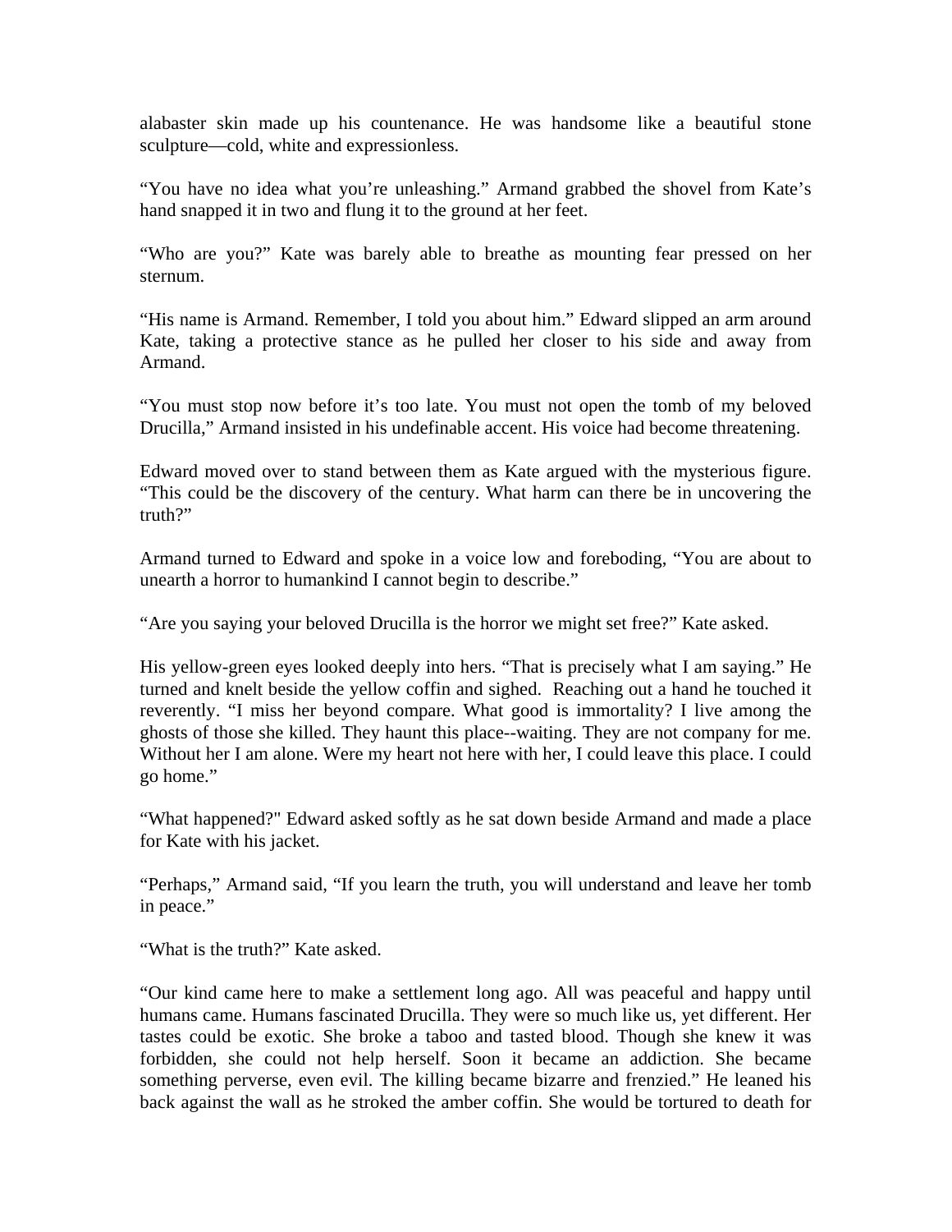alabaster skin made up his countenance. He was handsome like a beautiful stone sculpture—cold, white and expressionless.

"You have no idea what you're unleashing." Armand grabbed the shovel from Kate's hand snapped it in two and flung it to the ground at her feet.

"Who are you?" Kate was barely able to breathe as mounting fear pressed on her sternum.

"His name is Armand. Remember, I told you about him." Edward slipped an arm around Kate, taking a protective stance as he pulled her closer to his side and away from Armand.

"You must stop now before it's too late. You must not open the tomb of my beloved Drucilla," Armand insisted in his undefinable accent. His voice had become threatening.

Edward moved over to stand between them as Kate argued with the mysterious figure. "This could be the discovery of the century. What harm can there be in uncovering the truth?"

Armand turned to Edward and spoke in a voice low and foreboding, "You are about to unearth a horror to humankind I cannot begin to describe."

"Are you saying your beloved Drucilla is the horror we might set free?" Kate asked.

His yellow-green eyes looked deeply into hers. "That is precisely what I am saying." He turned and knelt beside the yellow coffin and sighed. Reaching out a hand he touched it reverently. "I miss her beyond compare. What good is immortality? I live among the ghosts of those she killed. They haunt this place--waiting. They are not company for me. Without her I am alone. Were my heart not here with her, I could leave this place. I could go home."

"What happened?" Edward asked softly as he sat down beside Armand and made a place for Kate with his jacket.

"Perhaps," Armand said, "If you learn the truth, you will understand and leave her tomb in peace."

"What is the truth?" Kate asked.

"Our kind came here to make a settlement long ago. All was peaceful and happy until humans came. Humans fascinated Drucilla. They were so much like us, yet different. Her tastes could be exotic. She broke a taboo and tasted blood. Though she knew it was forbidden, she could not help herself. Soon it became an addiction. She became something perverse, even evil. The killing became bizarre and frenzied." He leaned his back against the wall as he stroked the amber coffin. She would be tortured to death for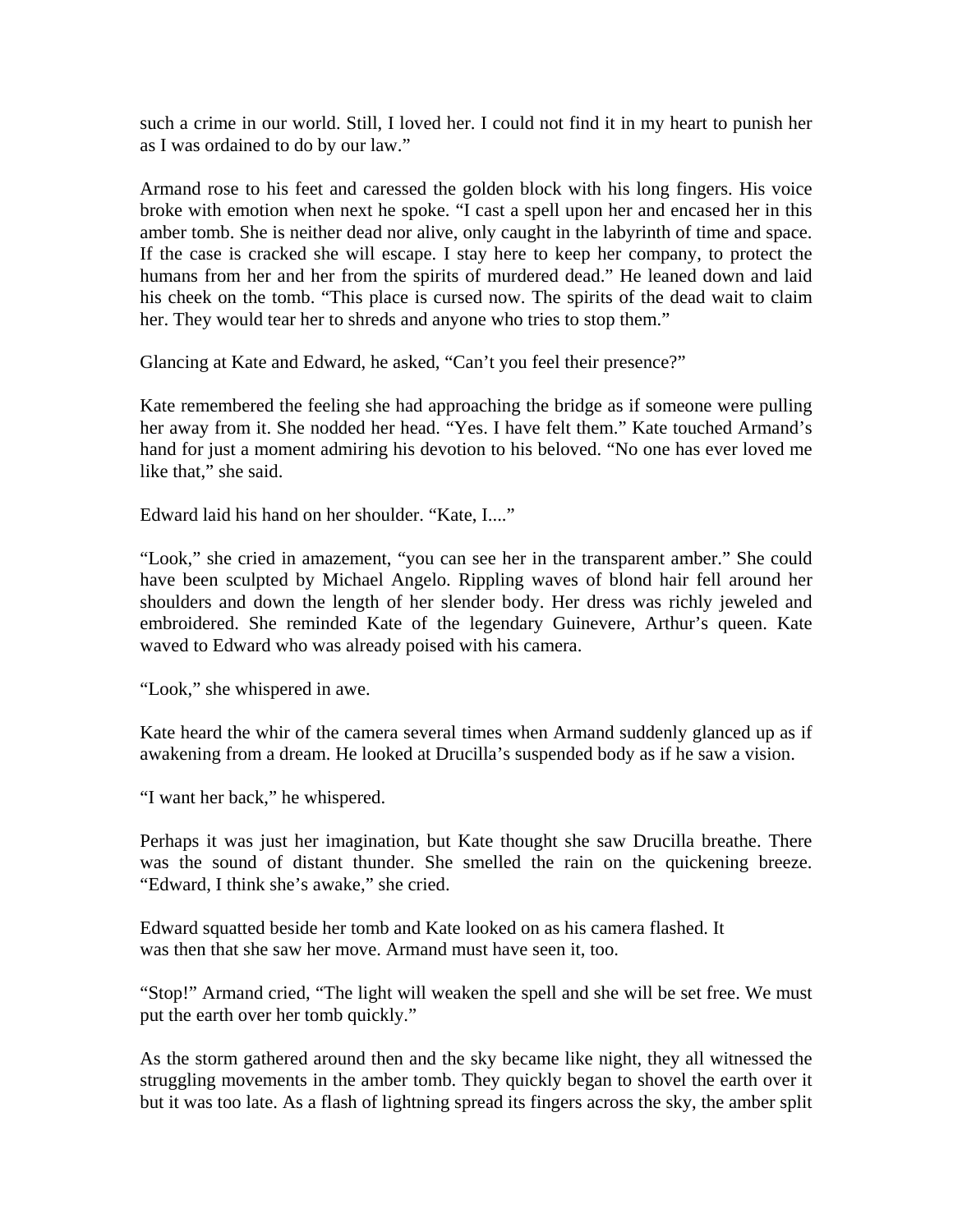such a crime in our world. Still, I loved her. I could not find it in my heart to punish her as I was ordained to do by our law."

Armand rose to his feet and caressed the golden block with his long fingers. His voice broke with emotion when next he spoke. "I cast a spell upon her and encased her in this amber tomb. She is neither dead nor alive, only caught in the labyrinth of time and space. If the case is cracked she will escape. I stay here to keep her company, to protect the humans from her and her from the spirits of murdered dead." He leaned down and laid his cheek on the tomb. "This place is cursed now. The spirits of the dead wait to claim her. They would tear her to shreds and anyone who tries to stop them."

Glancing at Kate and Edward, he asked, "Can't you feel their presence?"

Kate remembered the feeling she had approaching the bridge as if someone were pulling her away from it. She nodded her head. "Yes. I have felt them." Kate touched Armand's hand for just a moment admiring his devotion to his beloved. "No one has ever loved me like that," she said.

Edward laid his hand on her shoulder. "Kate, I...."

"Look," she cried in amazement, "you can see her in the transparent amber." She could have been sculpted by Michael Angelo. Rippling waves of blond hair fell around her shoulders and down the length of her slender body. Her dress was richly jeweled and embroidered. She reminded Kate of the legendary Guinevere, Arthur's queen. Kate waved to Edward who was already poised with his camera.

"Look," she whispered in awe.

Kate heard the whir of the camera several times when Armand suddenly glanced up as if awakening from a dream. He looked at Drucilla's suspended body as if he saw a vision.

"I want her back," he whispered.

Perhaps it was just her imagination, but Kate thought she saw Drucilla breathe. There was the sound of distant thunder. She smelled the rain on the quickening breeze. "Edward, I think she's awake," she cried.

Edward squatted beside her tomb and Kate looked on as his camera flashed. It was then that she saw her move. Armand must have seen it, too.

"Stop!" Armand cried, "The light will weaken the spell and she will be set free. We must put the earth over her tomb quickly."

As the storm gathered around then and the sky became like night, they all witnessed the struggling movements in the amber tomb. They quickly began to shovel the earth over it but it was too late. As a flash of lightning spread its fingers across the sky, the amber split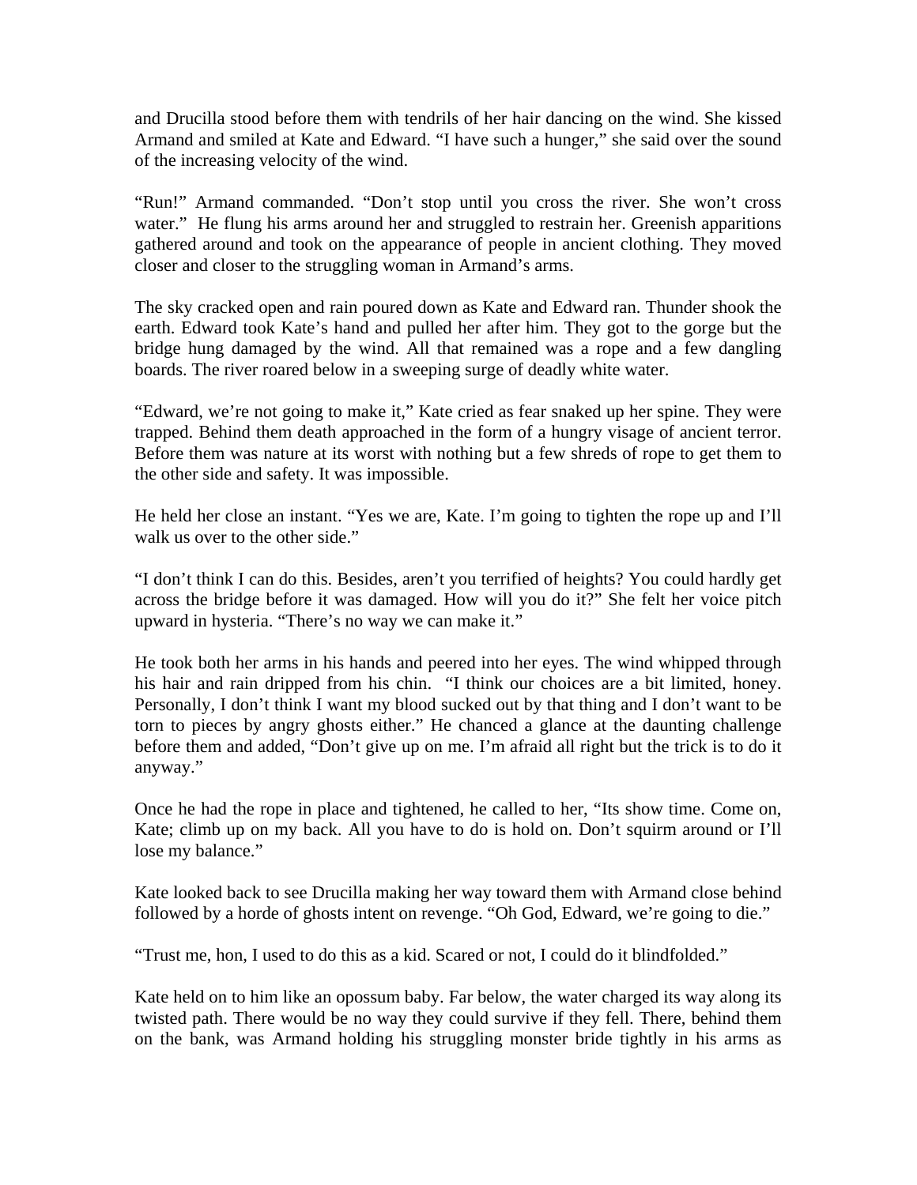and Drucilla stood before them with tendrils of her hair dancing on the wind. She kissed Armand and smiled at Kate and Edward. "I have such a hunger," she said over the sound of the increasing velocity of the wind.

"Run!" Armand commanded. "Don't stop until you cross the river. She won't cross water." He flung his arms around her and struggled to restrain her. Greenish apparitions gathered around and took on the appearance of people in ancient clothing. They moved closer and closer to the struggling woman in Armand's arms.

The sky cracked open and rain poured down as Kate and Edward ran. Thunder shook the earth. Edward took Kate's hand and pulled her after him. They got to the gorge but the bridge hung damaged by the wind. All that remained was a rope and a few dangling boards. The river roared below in a sweeping surge of deadly white water.

"Edward, we're not going to make it," Kate cried as fear snaked up her spine. They were trapped. Behind them death approached in the form of a hungry visage of ancient terror. Before them was nature at its worst with nothing but a few shreds of rope to get them to the other side and safety. It was impossible.

He held her close an instant. "Yes we are, Kate. I'm going to tighten the rope up and I'll walk us over to the other side."

"I don't think I can do this. Besides, aren't you terrified of heights? You could hardly get across the bridge before it was damaged. How will you do it?" She felt her voice pitch upward in hysteria. "There's no way we can make it."

He took both her arms in his hands and peered into her eyes. The wind whipped through his hair and rain dripped from his chin. "I think our choices are a bit limited, honey. Personally, I don't think I want my blood sucked out by that thing and I don't want to be torn to pieces by angry ghosts either." He chanced a glance at the daunting challenge before them and added, "Don't give up on me. I'm afraid all right but the trick is to do it anyway."

Once he had the rope in place and tightened, he called to her, "Its show time. Come on, Kate; climb up on my back. All you have to do is hold on. Don't squirm around or I'll lose my balance."

Kate looked back to see Drucilla making her way toward them with Armand close behind followed by a horde of ghosts intent on revenge. "Oh God, Edward, we're going to die."

"Trust me, hon, I used to do this as a kid. Scared or not, I could do it blindfolded."

Kate held on to him like an opossum baby. Far below, the water charged its way along its twisted path. There would be no way they could survive if they fell. There, behind them on the bank, was Armand holding his struggling monster bride tightly in his arms as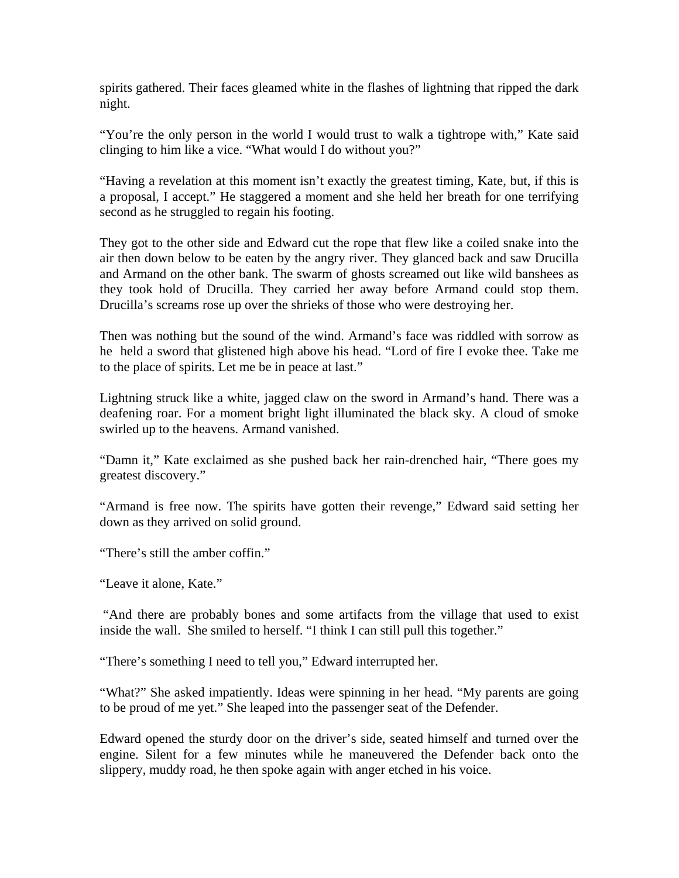spirits gathered. Their faces gleamed white in the flashes of lightning that ripped the dark night.

“You’re the only person in the world I would trust to walk a tightrope with,” Kate said clinging to him like a vice. “What would I do without you?”

“Having a revelation at this moment isn’t exactly the greatest timing, Kate, but, if this is a proposal, I accept.” He staggered a moment and she held her breath for one terrifying second as he struggled to regain his footing.

They got to the other side and Edward cut the rope that flew like a coiled snake into the air then down below to be eaten by the angry river. They glanced back and saw Drucilla and Armand on the other bank. The swarm of ghosts screamed out like wild banshees as they took hold of Drucilla. They carried her away before Armand could stop them. Drucilla’s screams rose up over the shrieks of those who were destroying her.

Then was nothing but the sound of the wind. Armand’s face was riddled with sorrow as he held a sword that glistened high above his head. “Lord of fire I evoke thee. Take me to the place of spirits. Let me be in peace at last.”

Lightning struck like a white, jagged claw on the sword in Armand’s hand. There was a deafening roar. For a moment bright light illuminated the black sky. A cloud of smoke swirled up to the heavens. Armand vanished.

“Damn it,” Kate exclaimed as she pushed back her rain-drenched hair, “There goes my greatest discovery.”

“Armand is free now. The spirits have gotten their revenge,” Edward said setting her down as they arrived on solid ground.

“There’s still the amber coffin.”

“Leave it alone, Kate.”

“And there are probably bones and some artifacts from the village that used to exist inside the wall. She smiled to herself. “I think I can still pull this together.”

“There’s something I need to tell you,” Edward interrupted her.

“What?” She asked impatiently. Ideas were spinning in her head. “My parents are going to be proud of me yet.” She leaped into the passenger seat of the Defender.

Edward opened the sturdy door on the driver’s side, seated himself and turned over the engine. Silent for a few minutes while he maneuvered the Defender back onto the slippery, muddy road, he then spoke again with anger etched in his voice.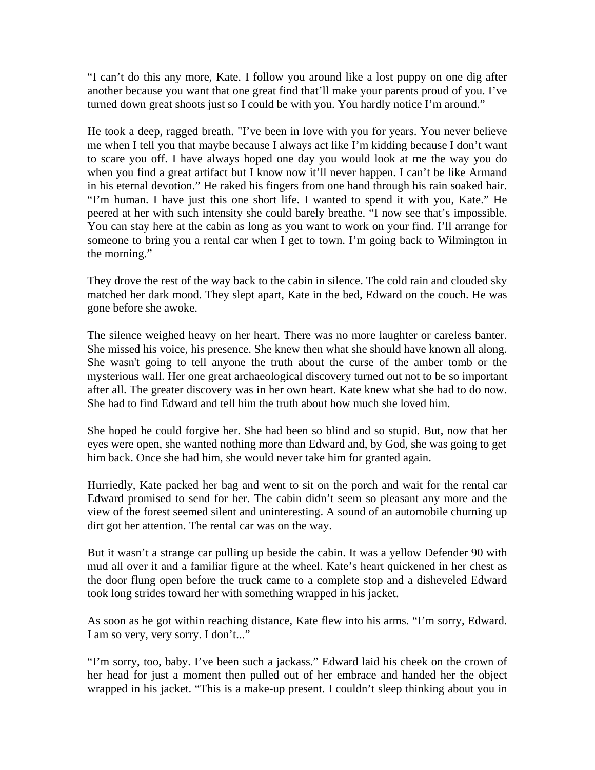"I can't do this any more, Kate. I follow you around like a lost puppy on one dig after another because you want that one great find that'll make your parents proud of you. I've turned down great shoots just so I could be with you. You hardly notice I'm around."

He took a deep, ragged breath. "I've been in love with you for years. You never believe me when I tell you that maybe because I always act like I'm kidding because I don't want to scare you off. I have always hoped one day you would look at me the way you do when you find a great artifact but I know now it'll never happen. I can't be like Armand in his eternal devotion." He raked his fingers from one hand through his rain soaked hair. "I'm human. I have just this one short life. I wanted to spend it with you, Kate." He peered at her with such intensity she could barely breathe. "I now see that's impossible. You can stay here at the cabin as long as you want to work on your find. I'll arrange for someone to bring you a rental car when I get to town. I'm going back to Wilmington in the morning."

They drove the rest of the way back to the cabin in silence. The cold rain and clouded sky matched her dark mood. They slept apart, Kate in the bed, Edward on the couch. He was gone before she awoke.

The silence weighed heavy on her heart. There was no more laughter or careless banter. She missed his voice, his presence. She knew then what she should have known all along. She wasn't going to tell anyone the truth about the curse of the amber tomb or the mysterious wall. Her one great archaeological discovery turned out not to be so important after all. The greater discovery was in her own heart. Kate knew what she had to do now. She had to find Edward and tell him the truth about how much she loved him.

She hoped he could forgive her. She had been so blind and so stupid. But, now that her eyes were open, she wanted nothing more than Edward and, by God, she was going to get him back. Once she had him, she would never take him for granted again.

Hurriedly, Kate packed her bag and went to sit on the porch and wait for the rental car Edward promised to send for her. The cabin didn't seem so pleasant any more and the view of the forest seemed silent and uninteresting. A sound of an automobile churning up dirt got her attention. The rental car was on the way.

But it wasn't a strange car pulling up beside the cabin. It was a yellow Defender 90 with mud all over it and a familiar figure at the wheel. Kate's heart quickened in her chest as the door flung open before the truck came to a complete stop and a disheveled Edward took long strides toward her with something wrapped in his jacket.

As soon as he got within reaching distance, Kate flew into his arms. "I'm sorry, Edward. I am so very, very sorry. I don't..."

"I'm sorry, too, baby. I've been such a jackass." Edward laid his cheek on the crown of her head for just a moment then pulled out of her embrace and handed her the object wrapped in his jacket. "This is a make-up present. I couldn't sleep thinking about you in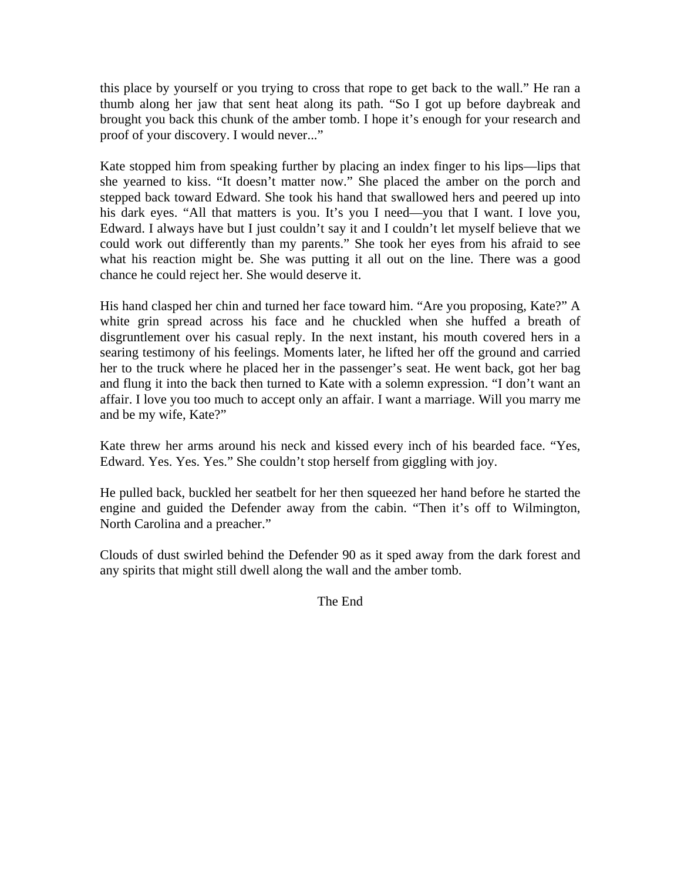this place by yourself or you trying to cross that rope to get back to the wall." He ran a thumb along her jaw that sent heat along its path. "So I got up before daybreak and brought you back this chunk of the amber tomb. I hope it's enough for your research and proof of your discovery. I would never..."

Kate stopped him from speaking further by placing an index finger to his lips—lips that she yearned to kiss. "It doesn't matter now." She placed the amber on the porch and stepped back toward Edward. She took his hand that swallowed hers and peered up into his dark eyes. "All that matters is you. It's you I need—you that I want. I love you, Edward. I always have but I just couldn't say it and I couldn't let myself believe that we could work out differently than my parents." She took her eyes from his afraid to see what his reaction might be. She was putting it all out on the line. There was a good chance he could reject her. She would deserve it.

His hand clasped her chin and turned her face toward him. "Are you proposing, Kate?" A white grin spread across his face and he chuckled when she huffed a breath of disgruntlement over his casual reply. In the next instant, his mouth covered hers in a searing testimony of his feelings. Moments later, he lifted her off the ground and carried her to the truck where he placed her in the passenger's seat. He went back, got her bag and flung it into the back then turned to Kate with a solemn expression. "I don't want an affair. I love you too much to accept only an affair. I want a marriage. Will you marry me and be my wife, Kate?"

Kate threw her arms around his neck and kissed every inch of his bearded face. "Yes, Edward. Yes. Yes. Yes." She couldn't stop herself from giggling with joy.

He pulled back, buckled her seatbelt for her then squeezed her hand before he started the engine and guided the Defender away from the cabin. "Then it's off to Wilmington, North Carolina and a preacher."

Clouds of dust swirled behind the Defender 90 as it sped away from the dark forest and any spirits that might still dwell along the wall and the amber tomb.

The End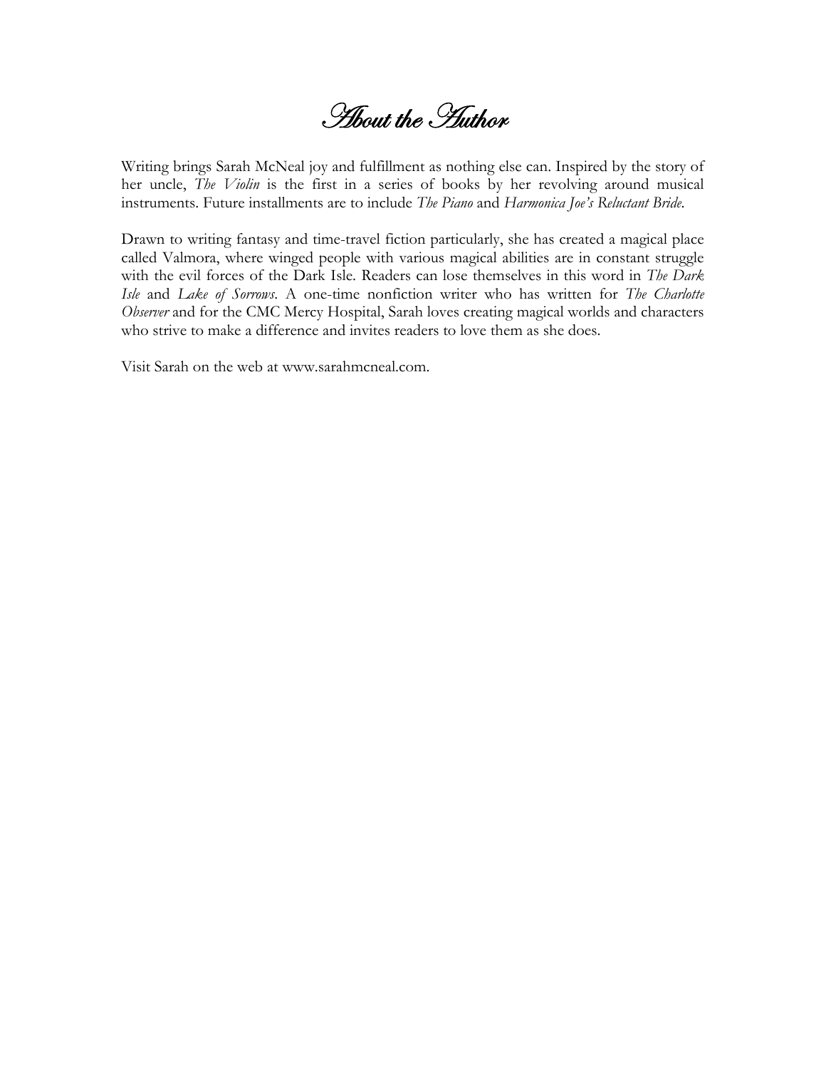# About the Author

Writing brings Sarah McNeal joy and fulfillment as nothing else can. Inspired by the story of her uncle, *The Violin* is the first in a series of books by her revolving around musical instruments. Future installments are to include *The Piano* and *Harmonica Joe's Reluctant Bride*.

Drawn to writing fantasy and time-travel fiction particularly, she has created a magical place called Valmora, where winged people with various magical abilities are in constant struggle with the evil forces of the Dark Isle. Readers can lose themselves in this word in *The Dark Isle* and *Lake of Sorrows*. A one-time nonfiction writer who has written for *The Charlotte Observer* and for the CMC Mercy Hospital, Sarah loves creating magical worlds and characters who strive to make a difference and invites readers to love them as she does.

Visit Sarah on the web at www.sarahmcneal.com.